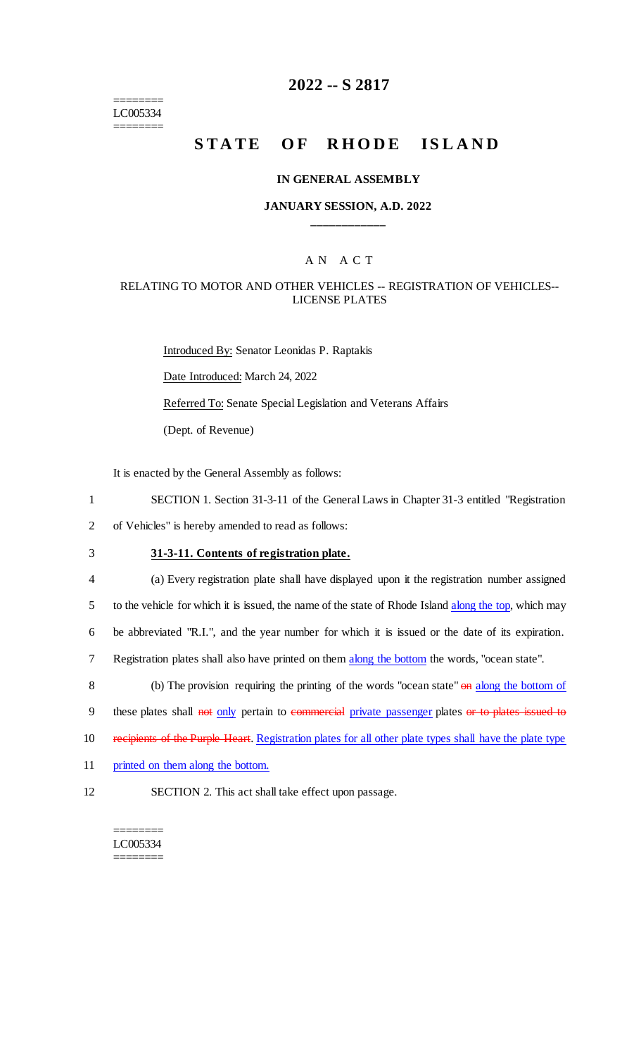========
LC005334
========

# 2022 -- S 2817

# STATE OF RHODE ISLAND

### IN GENERAL ASSEMBLY

### JANUARY SESSION, A.D. 2022

\_\_\_\_\_\_\_\_\_\_\_\_

A N A C T

RELATING TO MOTOR AND OTHER VEHICLES -- REGISTRATION OF VEHICLES-- LICENSE PLATES

Introduced By: Senator Leonidas P. Raptakis

Date Introduced: March 24, 2022

Referred To: Senate Special Legislation and Veterans Affairs

(Dept. of Revenue)

It is enacted by the General Assembly as follows:

1 SECTION 1. Section 31-3-11 of the General Laws in Chapter 31-3 entitled "Registration
2 of Vehicles" is hereby amended to read as follows:

3 **31-3-11. Contents of registration plate.**

4 (a) Every registration plate shall have displayed upon it the registration number assigned
5 to the vehicle for which it is issued, the name of the state of Rhode Island along the top, which may
6 be abbreviated "R.I.", and the year number for which it is issued or the date of its expiration.
7 Registration plates shall also have printed on them along the bottom the words, "ocean state".

8 (b) The provision requiring the printing of the words "ocean state" ~~on~~ along the bottom of
9 these plates shall ~~not~~ only pertain to ~~commercial~~ private passenger plates ~~or to plates issued to~~
10 ~~recipients of the Purple Heart~~. Registration plates for all other plate types shall have the plate type
11 printed on them along the bottom.

12 SECTION 2. This act shall take effect upon passage.

========
LC005334
========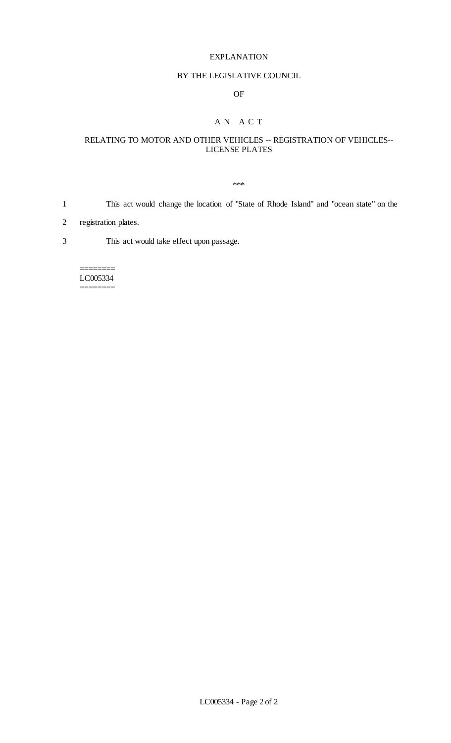EXPLANATION

BY THE LEGISLATIVE COUNCIL

OF

# A N A C T

RELATING TO MOTOR AND OTHER VEHICLES -- REGISTRATION OF VEHICLES--LICENSE PLATES

\*\*\*

1 This act would change the location of "State of Rhode Island" and "ocean state" on the

2 registration plates.

3 This act would take effect upon passage.

========
LC005334
========